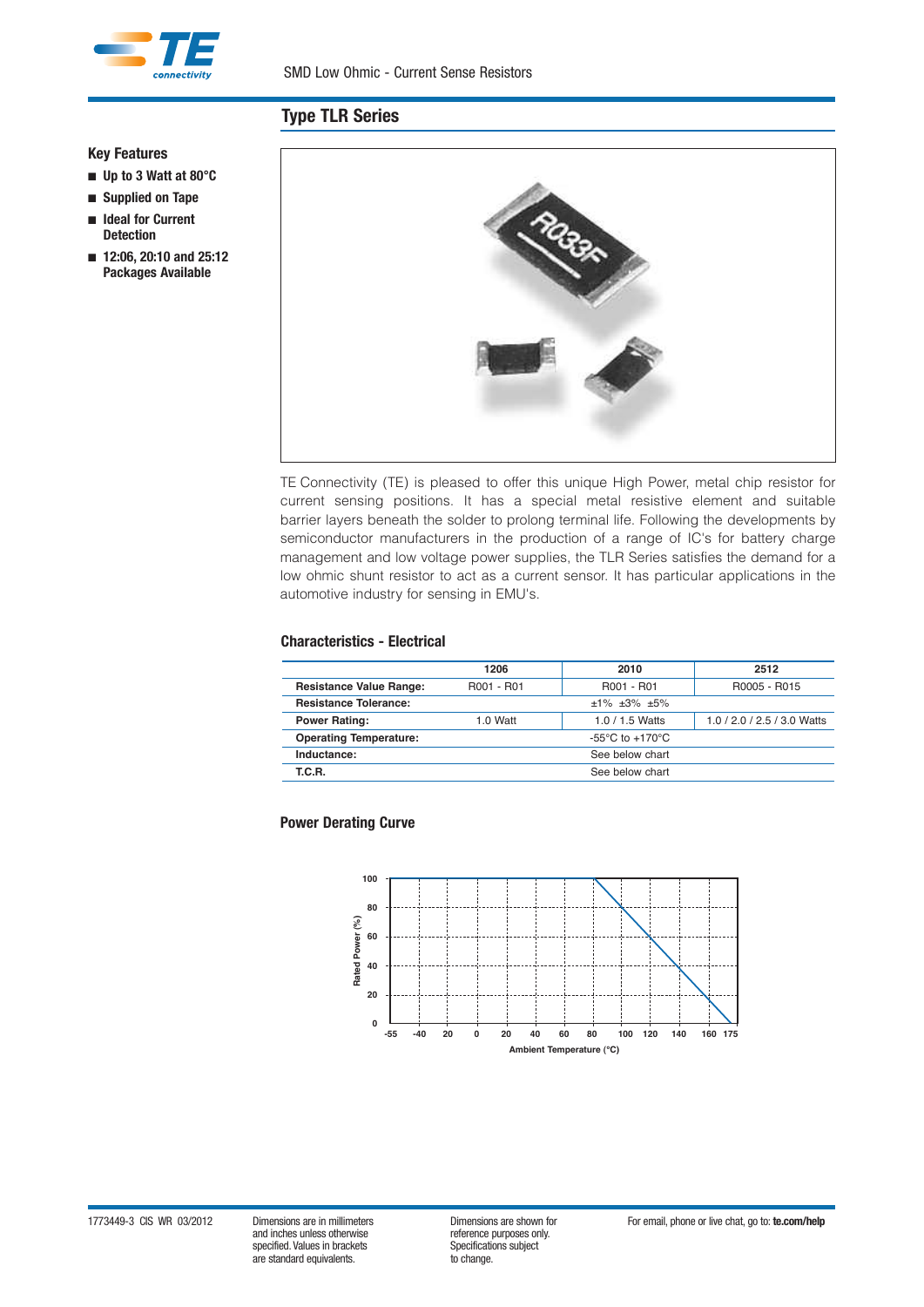SMD Low Ohmic - Current Sense Resistors

## Type TLR Series

### Key Features

- Up to 3 Watt at 80°C
- Supplied on Tape
- Ideal for Current Detection
- 12:06, 20:10 and 25:12 Packages Available

TE Connectivity (TE) is pleased to offer this unique High Power, metal chip resistor for current sensing positions. It has a special metal resistive element and suitable barrier layers beneath the solder to prolong terminal life. Following the developments by semiconductor manufacturers in the production of a range of IC's for battery charge management and low voltage power supplies, the TLR Series satisfies the demand for a low ohmic shunt resistor to act as a current sensor. It has particular applications in the automotive industry for sensing in EMU's.

### Characteristics - Electrical

| | 1206 | 2010 | 2512 |
|---|---|---|---|
| **Resistance Value Range:** | R001 - R01 | R001 - R01 | R0005 - R015 |
| **Resistance Tolerance:** | | ±1% ±3% ±5% | |
| **Power Rating:** | 1.0 Watt | 1.0 / 1.5 Watts | 1.0 / 2.0 / 2.5 / 3.0 Watts |
| **Operating Temperature:** | | -55°C to +170°C | |
| **Inductance:** | | See below chart | |
| **T.C.R.** | | See below chart | |

### Power Derating Curve

Rated Power (%) vs Ambient Temperature (°C)

1773449-3 CIS WR 03/2012

Dimensions are in millimeters and inches unless otherwise specified. Values in brackets are standard equivalents.

Dimensions are shown for reference purposes only. Specifications subject to change.

For email, phone or live chat, go to: **te.com/help**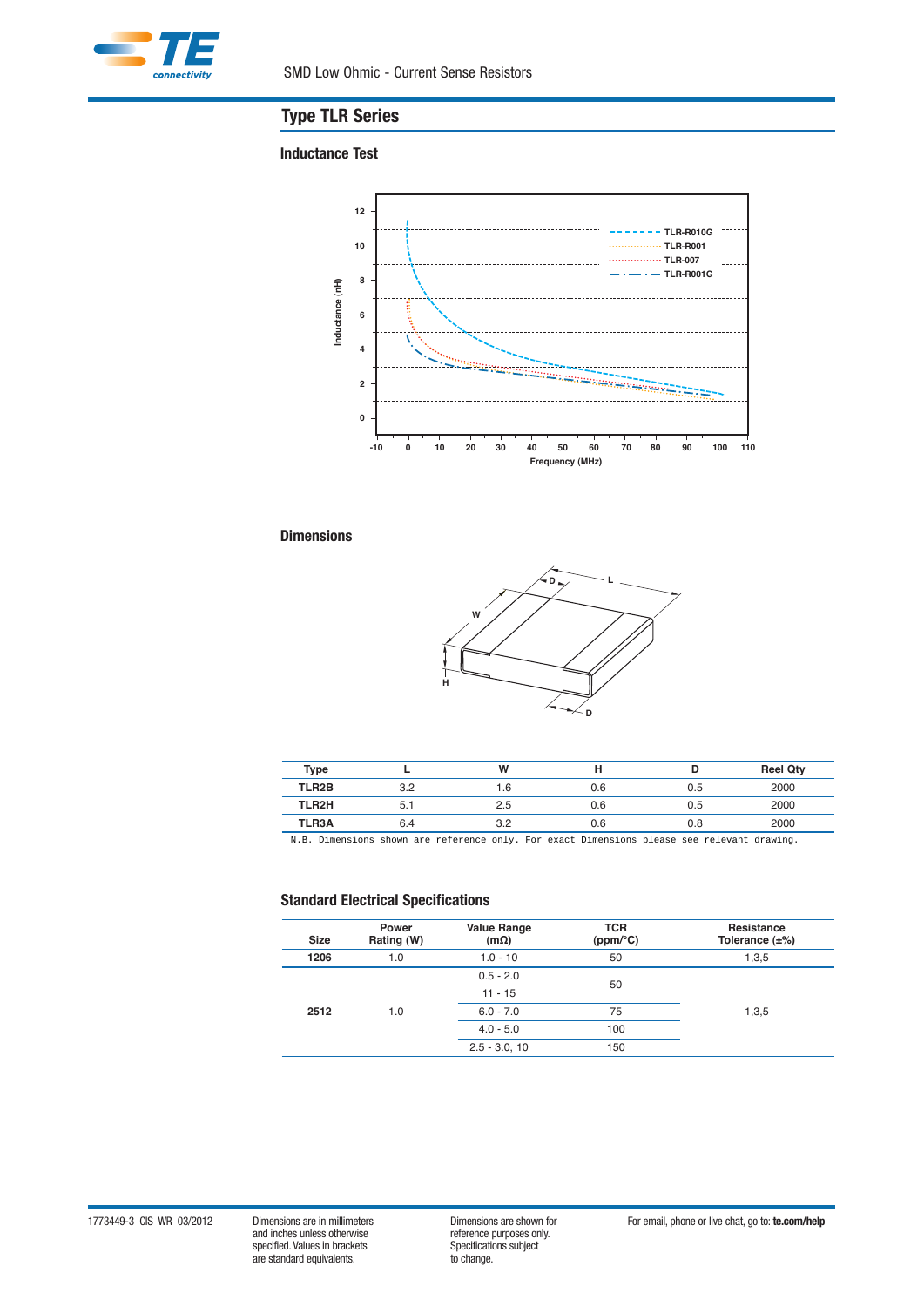## Type TLR Series

### Inductance Test

### Dimensions

| Type | L | W | H | D | Reel Qty |
|---|---|---|---|---|---|
| TLR2B | 3.2 | 1.6 | 0.6 | 0.5 | 2000 |
| TLR2H | 5.1 | 2.5 | 0.6 | 0.5 | 2000 |
| TLR3A | 6.4 | 3.2 | 0.6 | 0.8 | 2000 |

N.B. Dimensions shown are reference only. For exact Dimensions please see relevant drawing.

### Standard Electrical Specifications

| Size | Power Rating (W) | Value Range (mΩ) | TCR (ppm/°C) | Resistance Tolerance (±%) |
|---|---|---|---|---|
| 1206 | 1.0 | 1.0 - 10 | 50 | 1,3,5 |
| 2512 | 1.0 | 0.5 - 2.0 | 50 | 1,3,5 |
| | | 11 - 15 | | |
| | | 6.0 - 7.0 | 75 | |
| | | 4.0 - 5.0 | 100 | |
| | | 2.5 - 3.0, 10 | 150 | |

1773449-3 CIS WR 03/2012

Dimensions are in millimeters and inches unless otherwise specified. Values in brackets are standard equivalents.

Dimensions are shown for reference purposes only. Specifications subject to change.

For email, phone or live chat, go to: **te.com/help**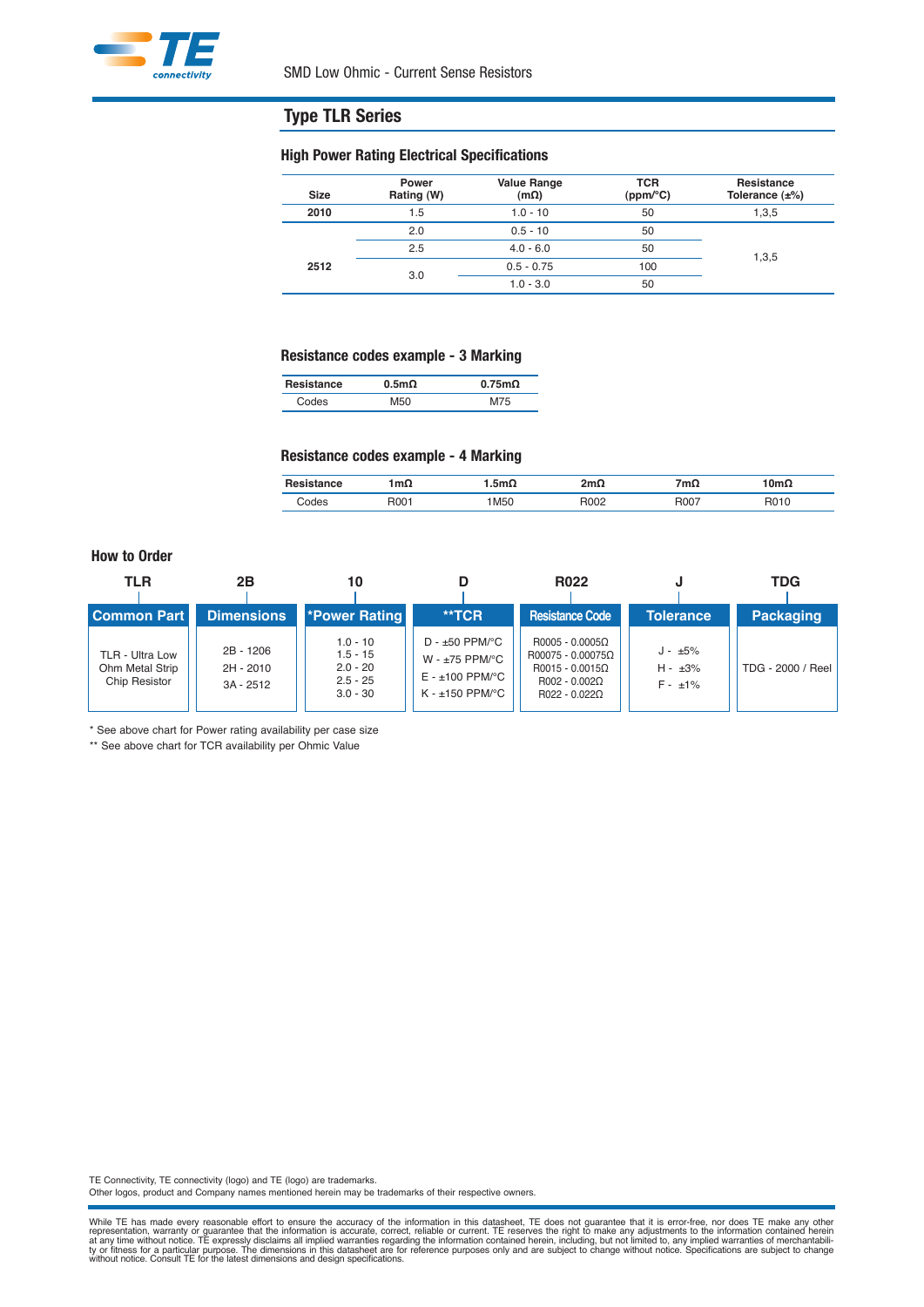## Type TLR Series

### High Power Rating Electrical Specifications

| Size | Power Rating (W) | Value Range (mΩ) | TCR (ppm/°C) | Resistance Tolerance (±%) |
|---|---|---|---|---|
| 2010 | 1.5 | 1.0 - 10 | 50 | 1,3,5 |
| 2512 | 2.0 | 0.5 - 10 | 50 | 1,3,5 |
| | 2.5 | 4.0 - 6.0 | 50 | |
| | 3.0 | 0.5 - 0.75 | 100 | |
| | | 1.0 - 3.0 | 50 | |

### Resistance codes example - 3 Marking

| Resistance | 0.5mΩ | 0.75mΩ |
|---|---|---|
| Codes | M50 | M75 |

### Resistance codes example - 4 Marking

| Resistance | 1mΩ | 1.5mΩ | 2mΩ | 7mΩ | 10mΩ |
|---|---|---|---|---|---|
| Codes | R001 | 1M50 | R002 | R007 | R010 |

### How to Order

| TLR | 2B | 10 | D | R022 | J | TDG |
|---|---|---|---|---|---|---|
| **Common Part** | **Dimensions** | ***Power Rating** | ****TCR** | **Resistance Code** | **Tolerance** | **Packaging** |
| TLR - Ultra Low Ohm Metal Strip Chip Resistor | 2B - 1206<br>2H - 2010<br>3A - 2512 | 1.0 - 10<br>1.5 - 15<br>2.0 - 20<br>2.5 - 25<br>3.0 - 30 | D - ±50 PPM/°C<br>W - ±75 PPM/°C<br>E - ±100 PPM/°C<br>K - ±150 PPM/°C | R0005 - 0.0005Ω<br>R00075 - 0.00075Ω<br>R0015 - 0.0015Ω<br>R002 - 0.002Ω<br>R022 - 0.022Ω | J - ±5%<br>H - ±3%<br>F - ±1% | TDG - 2000 / Reel |

* See above chart for Power rating availability per case size

** See above chart for TCR availability per Ohmic Value

TE Connectivity, TE connectivity (logo) and TE (logo) are trademarks.
Other logos, product and Company names mentioned herein may be trademarks of their respective owners.

While TE has made every reasonable effort to ensure the accuracy of the information in this datasheet, TE does not guarantee that it is error-free, nor does TE make any other representation, warranty or guarantee that the information is accurate, correct, reliable or current. TE reserves the right to make any adjustments to the information contained herein at any time without notice. TE expressly disclaims all implied warranties regarding the information contained herein, including, but not limited to, any implied warranties of merchantability or fitness for a particular purpose. The dimensions in this datasheet are for reference purposes only and are subject to change without notice. Specifications are subject to change without notice. Consult TE for the latest dimensions and design specifications.